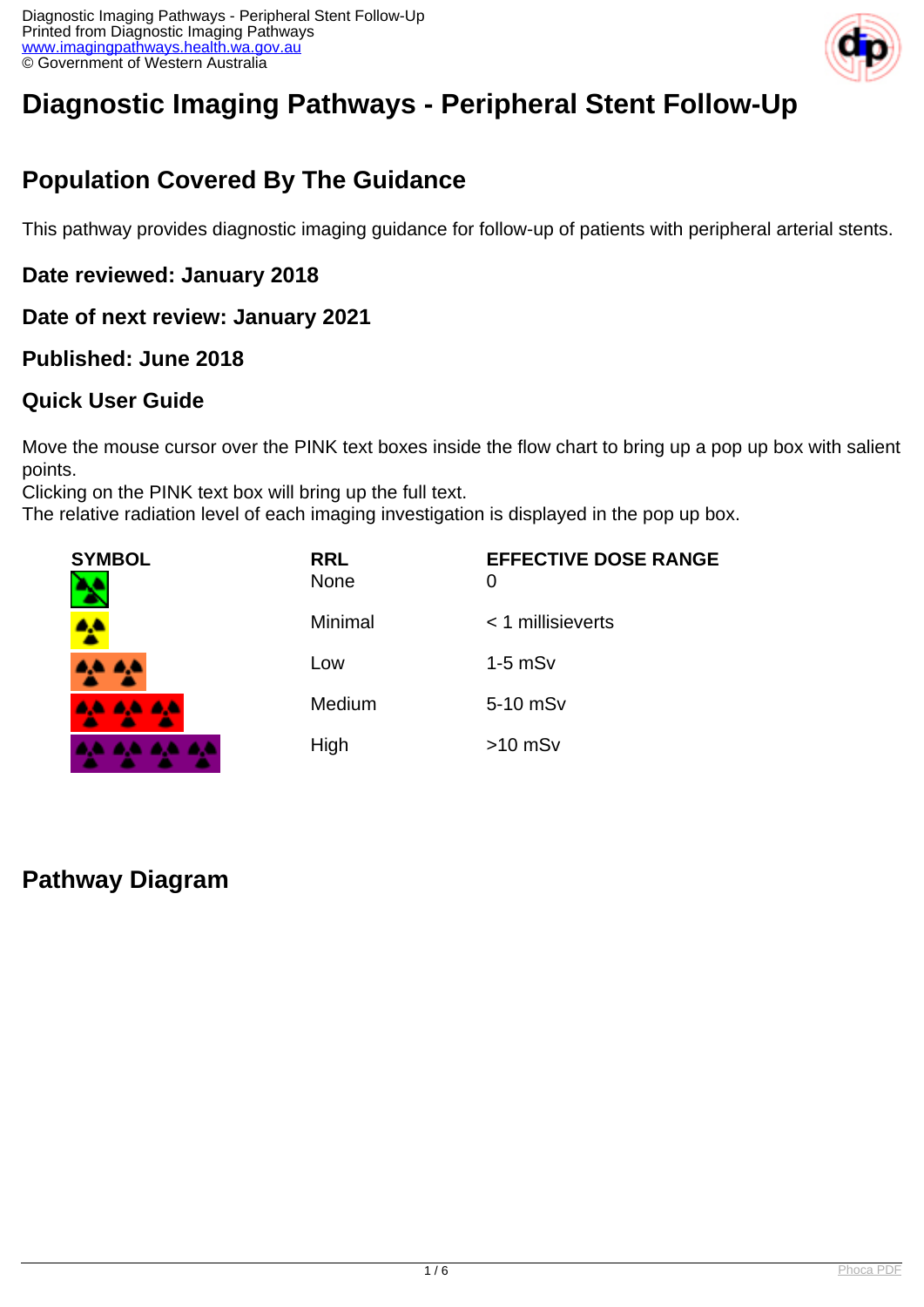# Diagnostic Imaging Pathways - Peripheral Stent Follow-Up

## Population Covered By The Guidance

This pathway provides diagnostic imaging guidance for follow-up of patients with peripheral arterial stents.

### Date reviewed: January 2018

### Date of next review: January 2021

### Published: June 2018

### Quick User Guide

Move the mouse cursor over the PINK text boxes inside the flow chart to bring up a pop up box with salient points.
Clicking on the PINK text box will bring up the full text.
The relative radiation level of each imaging investigation is displayed in the pop up box.

| SYMBOL | RRL | EFFECTIVE DOSE RANGE |
|---|---|---|
| | None | 0 |
| | Minimal | < 1 millisieverts |
| | Low | 1-5 mSv |
| | Medium | 5-10 mSv |
| | High | >10 mSv |

## Pathway Diagram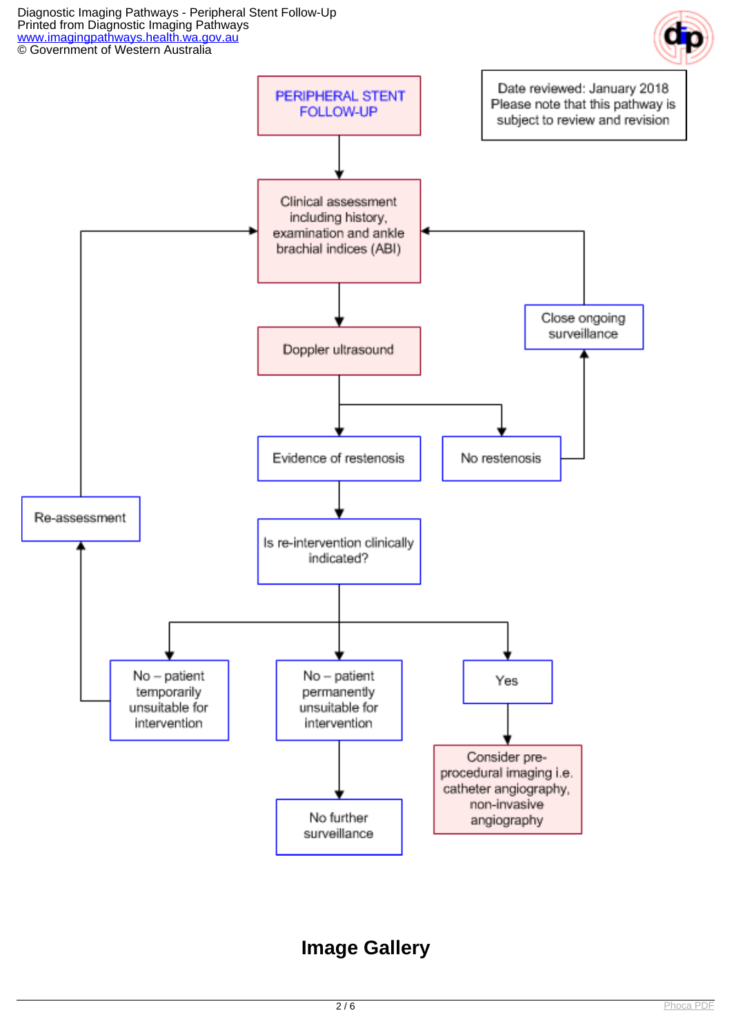# PERIPHERAL STENT FOLLOW-UP

Date reviewed: January 2018
Please note that this pathway is subject to review and revision

- PERIPHERAL STENT FOLLOW-UP
- Clinical assessment including history, examination and ankle brachial indices (ABI)
- Doppler ultrasound
  - Evidence of restenosis
    - Is re-intervention clinically indicated?
      - No – patient temporarily unsuitable for intervention
        - Re-assessment → Clinical assessment including history, examination and ankle brachial indices (ABI)
      - No – patient permanently unsuitable for intervention
        - No further surveillance
      - Yes
        - Consider pre-procedural imaging i.e. catheter angiography, non-invasive angiography
  - No restenosis
    - Close ongoing surveillance → Clinical assessment including history, examination and ankle brachial indices (ABI)

## Image Gallery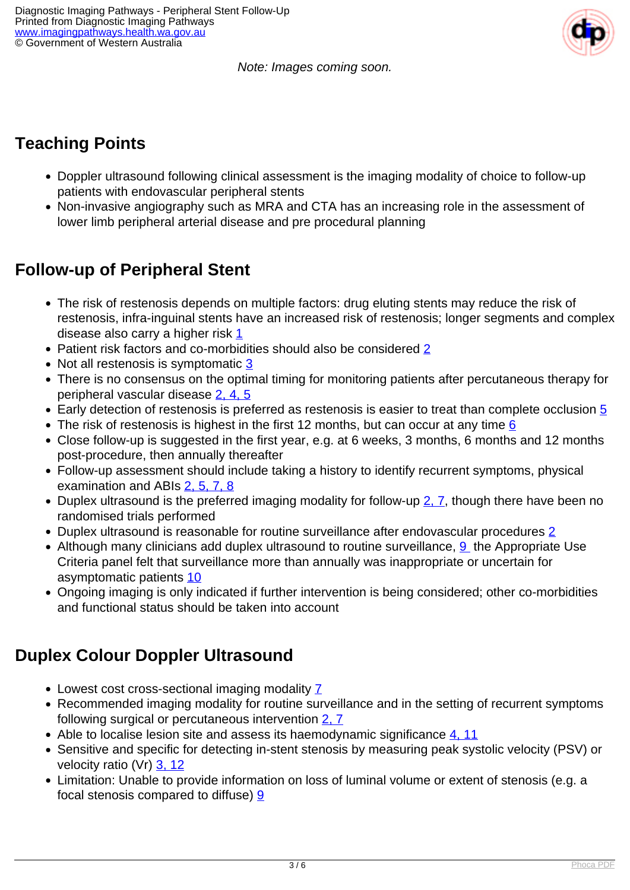*Note: Images coming soon.*

## Teaching Points

- Doppler ultrasound following clinical assessment is the imaging modality of choice to follow-up patients with endovascular peripheral stents
- Non-invasive angiography such as MRA and CTA has an increasing role in the assessment of lower limb peripheral arterial disease and pre procedural planning

## Follow-up of Peripheral Stent

- The risk of restenosis depends on multiple factors: drug eluting stents may reduce the risk of restenosis, infra-inguinal stents have an increased risk of restenosis; longer segments and complex disease also carry a higher risk [1]
- Patient risk factors and co-morbidities should also be considered [2]
- Not all restenosis is symptomatic [3]
- There is no consensus on the optimal timing for monitoring patients after percutaneous therapy for peripheral vascular disease [2, 4, 5]
- Early detection of restenosis is preferred as restenosis is easier to treat than complete occlusion [5]
- The risk of restenosis is highest in the first 12 months, but can occur at any time [6]
- Close follow-up is suggested in the first year, e.g. at 6 weeks, 3 months, 6 months and 12 months post-procedure, then annually thereafter
- Follow-up assessment should include taking a history to identify recurrent symptoms, physical examination and ABIs [2, 5, 7, 8]
- Duplex ultrasound is the preferred imaging modality for follow-up [2, 7], though there have been no randomised trials performed
- Duplex ultrasound is reasonable for routine surveillance after endovascular procedures [2]
- Although many clinicians add duplex ultrasound to routine surveillance, [9] the Appropriate Use Criteria panel felt that surveillance more than annually was inappropriate or uncertain for asymptomatic patients [10]
- Ongoing imaging is only indicated if further intervention is being considered; other co-morbidities and functional status should be taken into account

## Duplex Colour Doppler Ultrasound

- Lowest cost cross-sectional imaging modality [7]
- Recommended imaging modality for routine surveillance and in the setting of recurrent symptoms following surgical or percutaneous intervention [2, 7]
- Able to localise lesion site and assess its haemodynamic significance [4, 11]
- Sensitive and specific for detecting in-stent stenosis by measuring peak systolic velocity (PSV) or velocity ratio (Vr) [3, 12]
- Limitation: Unable to provide information on loss of luminal volume or extent of stenosis (e.g. a focal stenosis compared to diffuse) [9]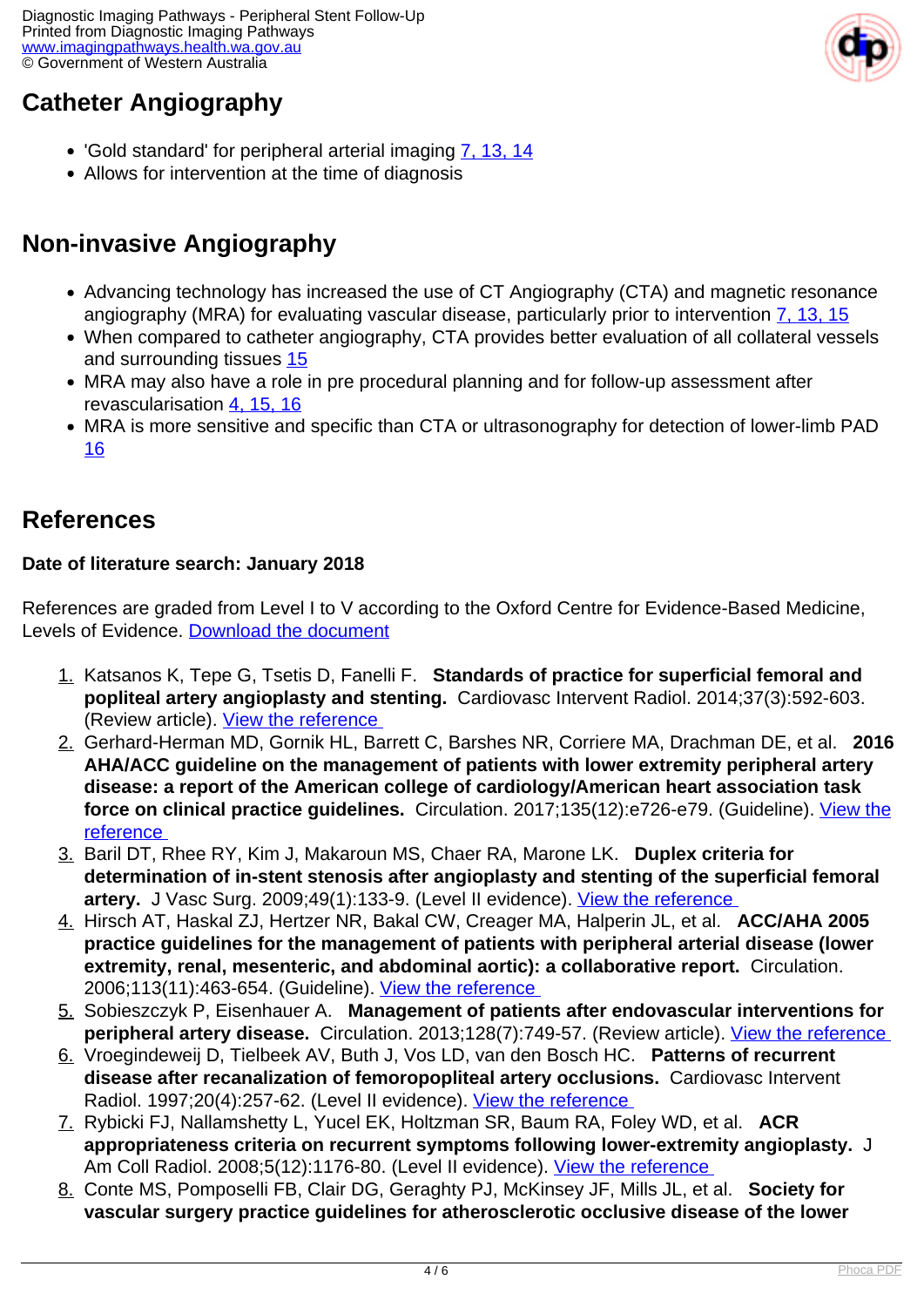## Catheter Angiography

- 'Gold standard' for peripheral arterial imaging 7, 13, 14
- Allows for intervention at the time of diagnosis

## Non-invasive Angiography

- Advancing technology has increased the use of CT Angiography (CTA) and magnetic resonance angiography (MRA) for evaluating vascular disease, particularly prior to intervention 7, 13, 15
- When compared to catheter angiography, CTA provides better evaluation of all collateral vessels and surrounding tissues 15
- MRA may also have a role in pre procedural planning and for follow-up assessment after revascularisation 4, 15, 16
- MRA is more sensitive and specific than CTA or ultrasonography for detection of lower-limb PAD 16

## References

**Date of literature search: January 2018**

References are graded from Level I to V according to the Oxford Centre for Evidence-Based Medicine, Levels of Evidence. Download the document

1. Katsanos K, Tepe G, Tsetis D, Fanelli F. **Standards of practice for superficial femoral and popliteal artery angioplasty and stenting.** Cardiovasc Intervent Radiol. 2014;37(3):592-603. (Review article). View the reference
2. Gerhard-Herman MD, Gornik HL, Barrett C, Barshes NR, Corriere MA, Drachman DE, et al. **2016 AHA/ACC guideline on the management of patients with lower extremity peripheral artery disease: a report of the American college of cardiology/American heart association task force on clinical practice guidelines.** Circulation. 2017;135(12):e726-e79. (Guideline). View the reference
3. Baril DT, Rhee RY, Kim J, Makaroun MS, Chaer RA, Marone LK. **Duplex criteria for determination of in-stent stenosis after angioplasty and stenting of the superficial femoral artery.** J Vasc Surg. 2009;49(1):133-9. (Level II evidence). View the reference
4. Hirsch AT, Haskal ZJ, Hertzer NR, Bakal CW, Creager MA, Halperin JL, et al. **ACC/AHA 2005 practice guidelines for the management of patients with peripheral arterial disease (lower extremity, renal, mesenteric, and abdominal aortic): a collaborative report.** Circulation. 2006;113(11):463-654. (Guideline). View the reference
5. Sobieszczyk P, Eisenhauer A. **Management of patients after endovascular interventions for peripheral artery disease.** Circulation. 2013;128(7):749-57. (Review article). View the reference
6. Vroegindeweij D, Tielbeek AV, Buth J, Vos LD, van den Bosch HC. **Patterns of recurrent disease after recanalization of femoropopliteal artery occlusions.** Cardiovasc Intervent Radiol. 1997;20(4):257-62. (Level II evidence). View the reference
7. Rybicki FJ, Nallamshetty L, Yucel EK, Holtzman SR, Baum RA, Foley WD, et al. **ACR appropriateness criteria on recurrent symptoms following lower-extremity angioplasty.** J Am Coll Radiol. 2008;5(12):1176-80. (Level II evidence). View the reference
8. Conte MS, Pomposelli FB, Clair DG, Geraghty PJ, McKinsey JF, Mills JL, et al. **Society for vascular surgery practice guidelines for atherosclerotic occlusive disease of the lower**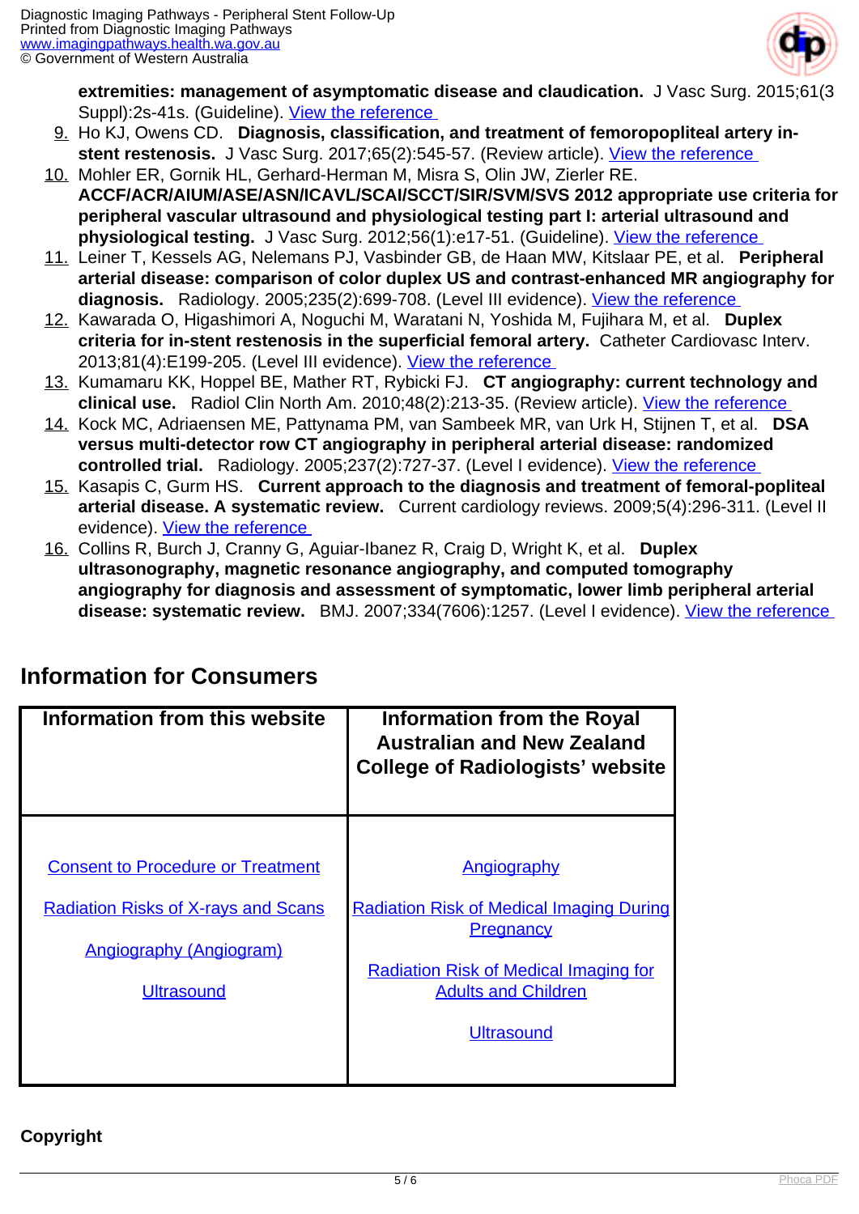**extremities: management of asymptomatic disease and claudication.** J Vasc Surg. 2015;61(3 Suppl):2s-41s. (Guideline). [View the reference]

9. Ho KJ, Owens CD. **Diagnosis, classification, and treatment of femoropopliteal artery in-stent restenosis.** J Vasc Surg. 2017;65(2):545-57. (Review article). [View the reference]
10. Mohler ER, Gornik HL, Gerhard-Herman M, Misra S, Olin JW, Zierler RE. **ACCF/ACR/AIUM/ASE/ASN/ICAVL/SCAI/SCCT/SIR/SVM/SVS 2012 appropriate use criteria for peripheral vascular ultrasound and physiological testing part I: arterial ultrasound and physiological testing.** J Vasc Surg. 2012;56(1):e17-51. (Guideline). [View the reference]
11. Leiner T, Kessels AG, Nelemans PJ, Vasbinder GB, de Haan MW, Kitslaar PE, et al. **Peripheral arterial disease: comparison of color duplex US and contrast-enhanced MR angiography for diagnosis.** Radiology. 2005;235(2):699-708. (Level III evidence). [View the reference]
12. Kawarada O, Higashimori A, Noguchi M, Waratani N, Yoshida M, Fujihara M, et al. **Duplex criteria for in-stent restenosis in the superficial femoral artery.** Catheter Cardiovasc Interv. 2013;81(4):E199-205. (Level III evidence). [View the reference]
13. Kumamaru KK, Hoppel BE, Mather RT, Rybicki FJ. **CT angiography: current technology and clinical use.** Radiol Clin North Am. 2010;48(2):213-35. (Review article). [View the reference]
14. Kock MC, Adriaensen ME, Pattynama PM, van Sambeek MR, van Urk H, Stijnen T, et al. **DSA versus multi-detector row CT angiography in peripheral arterial disease: randomized controlled trial.** Radiology. 2005;237(2):727-37. (Level I evidence). [View the reference]
15. Kasapis C, Gurm HS. **Current approach to the diagnosis and treatment of femoral-popliteal arterial disease. A systematic review.** Current cardiology reviews. 2009;5(4):296-311. (Level II evidence). [View the reference]
16. Collins R, Burch J, Cranny G, Aguiar-Ibanez R, Craig D, Wright K, et al. **Duplex ultrasonography, magnetic resonance angiography, and computed tomography angiography for diagnosis and assessment of symptomatic, lower limb peripheral arterial disease: systematic review.** BMJ. 2007;334(7606):1257. (Level I evidence). [View the reference]

## Information for Consumers

| Information from this website | Information from the Royal Australian and New Zealand College of Radiologists' website |
|---|---|
| Consent to Procedure or Treatment<br><br>Radiation Risks of X-rays and Scans<br><br>Angiography (Angiogram)<br><br>Ultrasound | Angiography<br><br>Radiation Risk of Medical Imaging During Pregnancy<br><br>Radiation Risk of Medical Imaging for Adults and Children<br><br>Ultrasound |

**Copyright**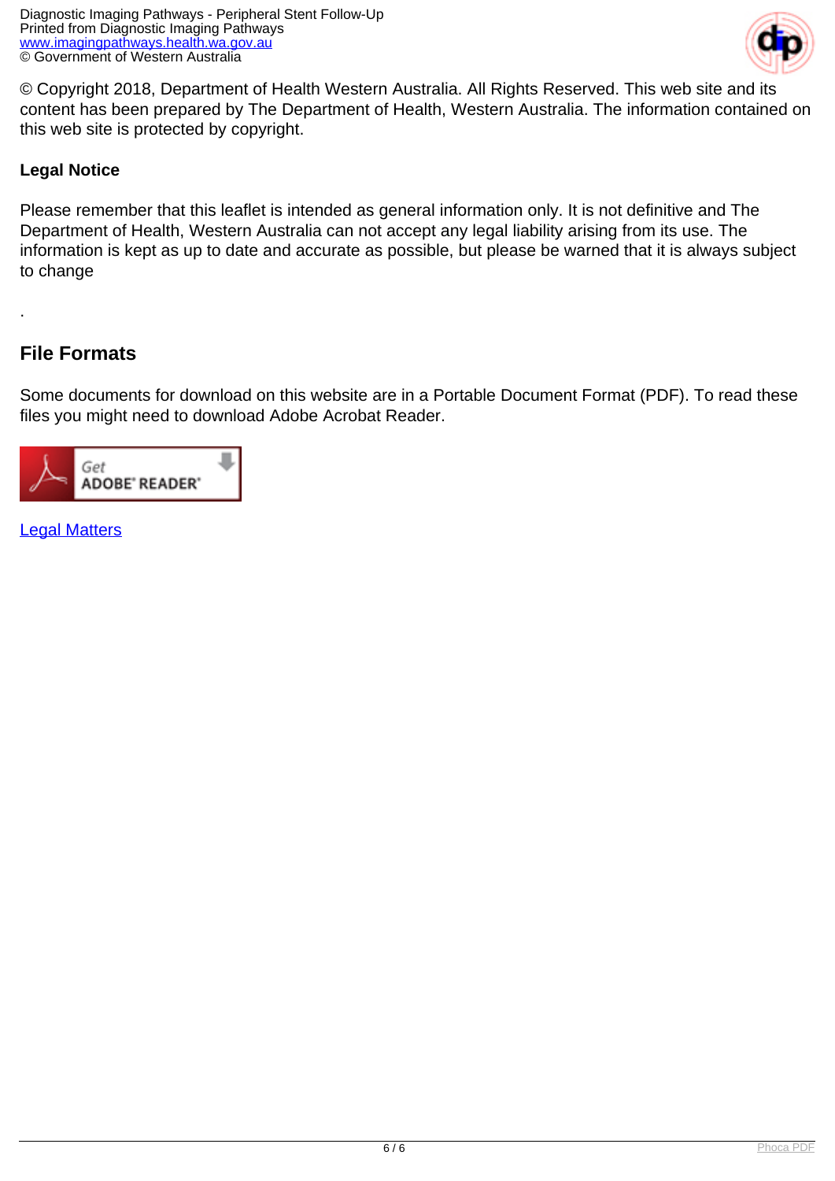© Copyright 2018, Department of Health Western Australia. All Rights Reserved. This web site and its content has been prepared by The Department of Health, Western Australia. The information contained on this web site is protected by copyright.

**Legal Notice**

Please remember that this leaflet is intended as general information only. It is not definitive and The Department of Health, Western Australia can not accept any legal liability arising from its use. The information is kept as up to date and accurate as possible, but please be warned that it is always subject to change

.

## File Formats

Some documents for download on this website are in a Portable Document Format (PDF). To read these files you might need to download Adobe Acrobat Reader.

Legal Matters